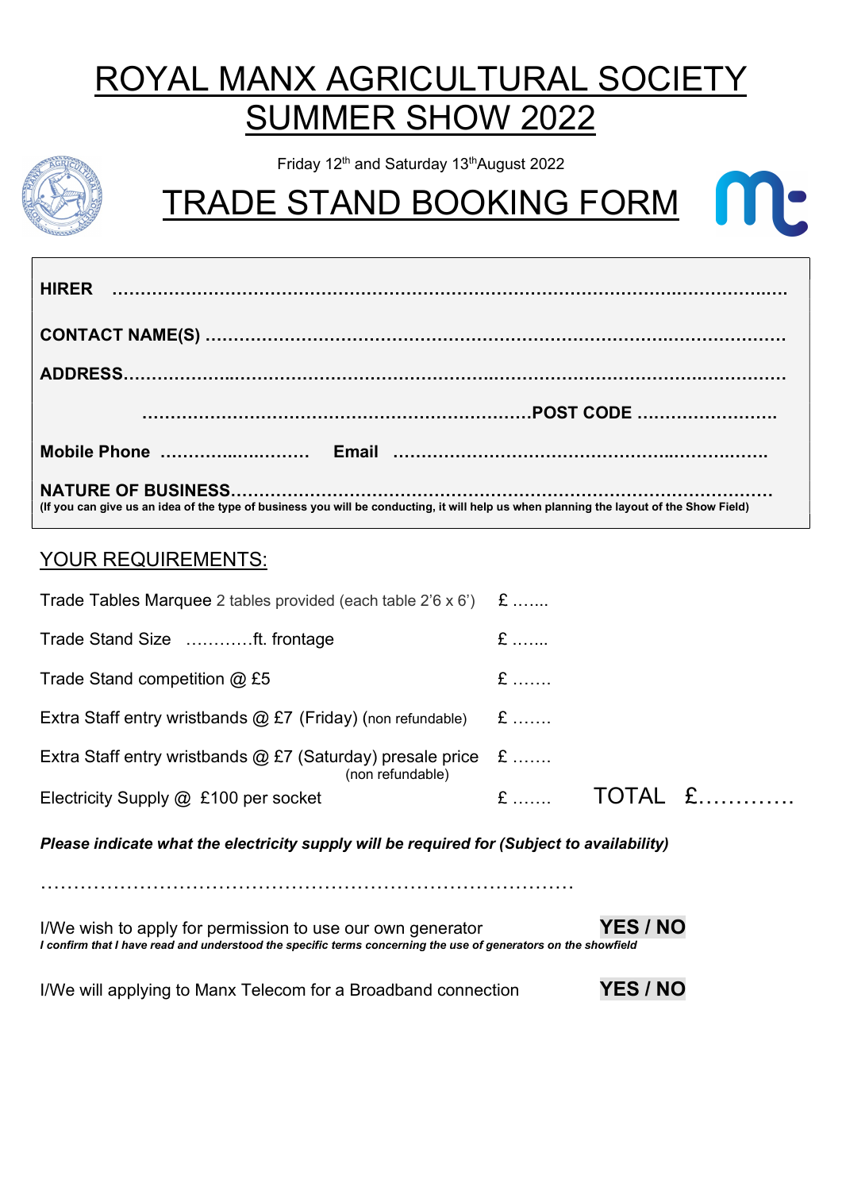# ROYAL MANX AGRICULTURAL SOCIETY SUMMER SHOW 2022

Friday 12th and Saturday 13th August 2022

# TRADE STAND BOOKING FORM

**HIRER** …………………………………………………………………………………………………

**CONTACT NAME(S)** ……………………………………………………………………………………

**ADDRESS**……………………………………………………………………………………………………

……………………………………………………………**POST CODE** …………………….

**Mobile Phone** ……………………… **Email** ……………………………………………………….

**NATURE OF BUSINESS**………………………………………………………………………………
**(If you can give us an idea of the type of business you will be conducting, it will help us when planning the layout of the Show Field)**

## YOUR REQUIREMENTS:

| | | |
|---|---|---|
| Trade Tables Marquee 2 tables provided (each table 2'6 x 6') | £ ……. | |
| Trade Stand Size …………ft. frontage | £ ……. | |
| Trade Stand competition @ £5 | £ ……. | |
| Extra Staff entry wristbands @ £7 (Friday) (non refundable) | £ ……. | |
| Extra Staff entry wristbands @ £7 (Saturday) presale price (non refundable) | £ ……. | |
| Electricity Supply @ £100 per socket | £ ……. | TOTAL £…………. |

***Please indicate what the electricity supply will be required for (Subject to availability)***

………………………………………………………………………

I/We wish to apply for permission to use our own generator **YES / NO**
***I confirm that I have read and understood the specific terms concerning the use of generators on the showfield***

I/We will applying to Manx Telecom for a Broadband connection **YES / NO**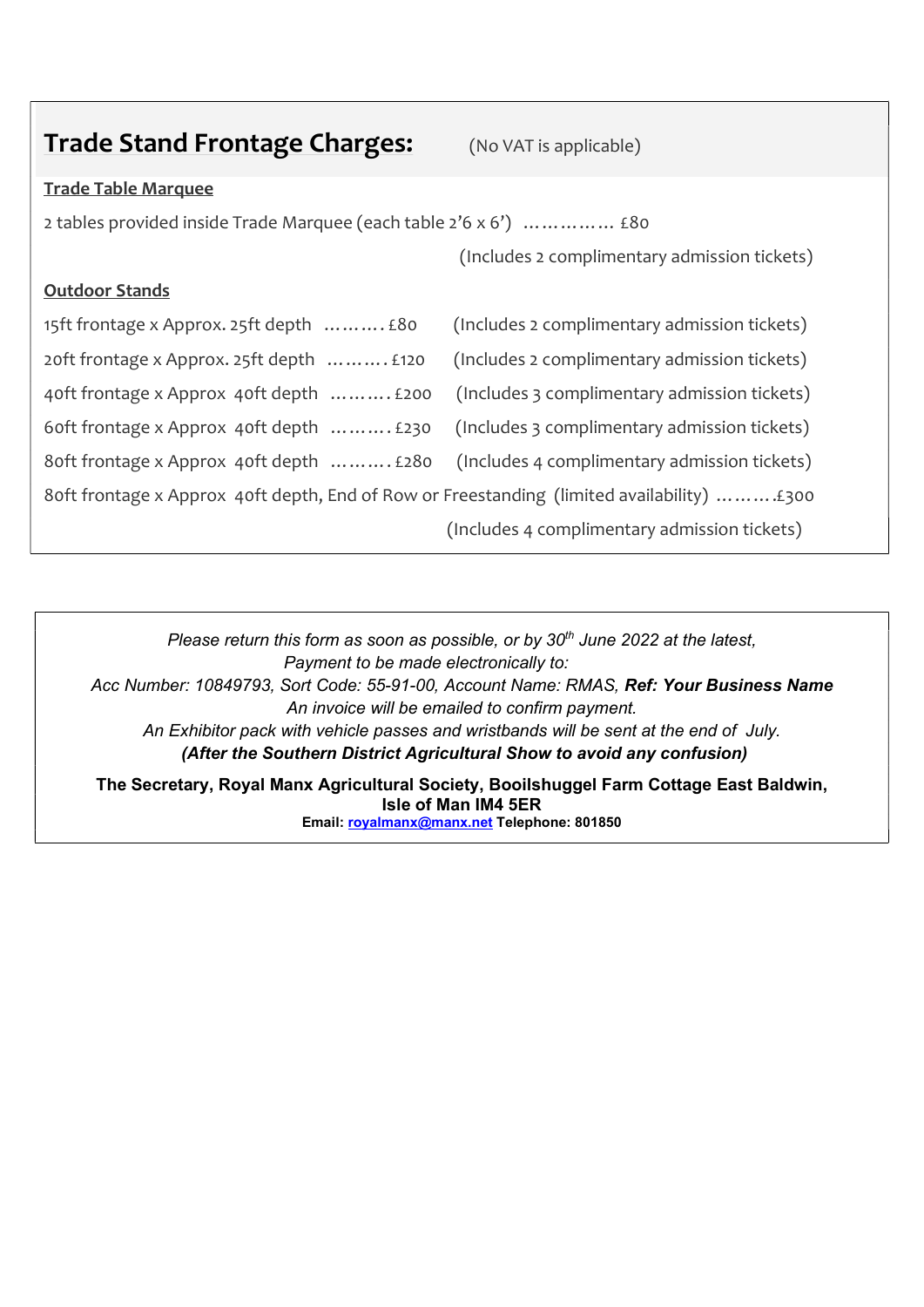## Trade Stand Frontage Charges: (No VAT is applicable)

**Trade Table Marquee**

2 tables provided inside Trade Marquee (each table 2'6 x 6') …………… £80

(Includes 2 complimentary admission tickets)

**Outdoor Stands**

15ft frontage x Approx. 25ft depth ………. £80 (Includes 2 complimentary admission tickets)

20ft frontage x Approx. 25ft depth ………. £120 (Includes 2 complimentary admission tickets)

40ft frontage x Approx 40ft depth ………. £200 (Includes 3 complimentary admission tickets)

60ft frontage x Approx 40ft depth ………. £230 (Includes 3 complimentary admission tickets)

80ft frontage x Approx 40ft depth ………. £280 (Includes 4 complimentary admission tickets)

80ft frontage x Approx 40ft depth, End of Row or Freestanding (limited availability) ……….£300

(Includes 4 complimentary admission tickets)

*Please return this form as soon as possible, or by 30th June 2022 at the latest,*
*Payment to be made electronically to:*
*Acc Number: 10849793, Sort Code: 55-91-00, Account Name: RMAS,* ***Ref: Your Business Name***
*An invoice will be emailed to confirm payment.*
*An Exhibitor pack with vehicle passes and wristbands will be sent at the end of July.*
***(After the Southern District Agricultural Show to avoid any confusion)***

**The Secretary, Royal Manx Agricultural Society, Booilshuggel Farm Cottage East Baldwin, Isle of Man IM4 5ER**
**Email: royalmanx@manx.net Telephone: 801850**